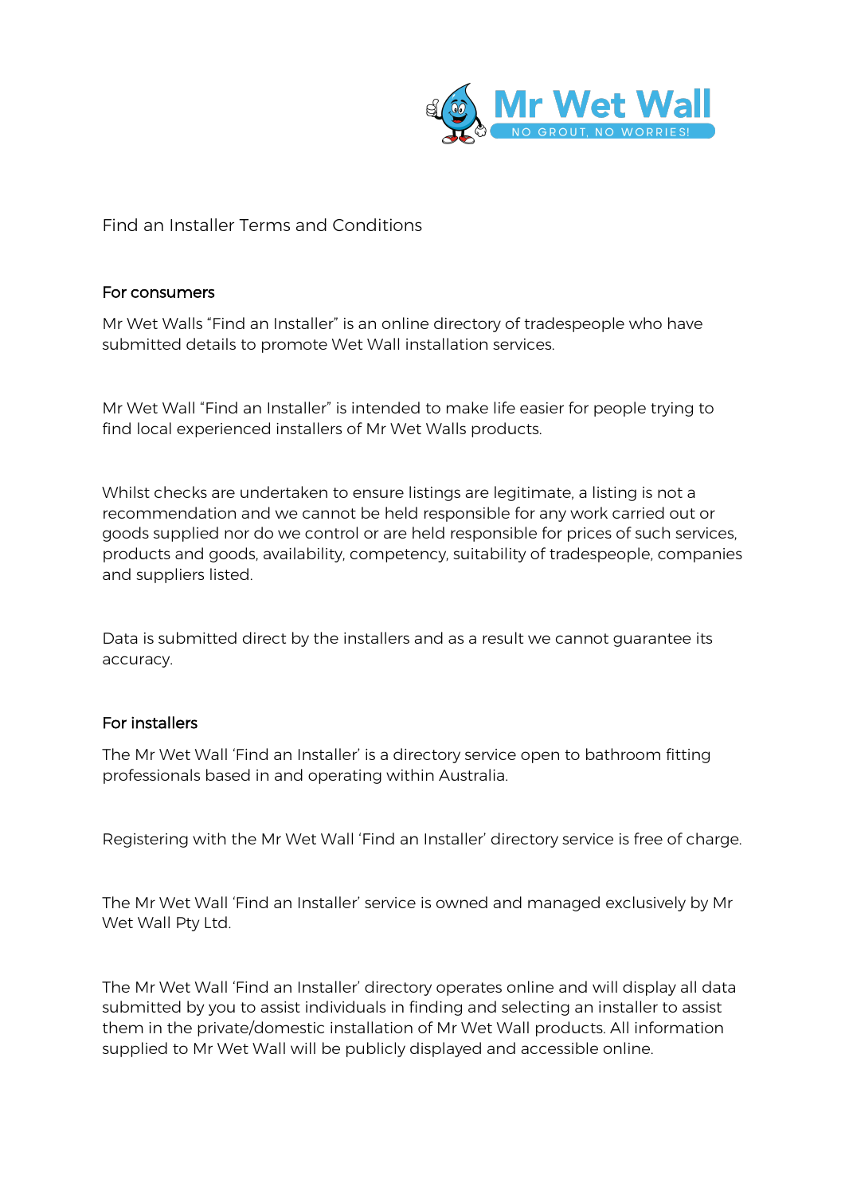# Find an Installer Terms and Conditions

## For consumers

Mr Wet Walls “Find an Installer” is an online directory of tradespeople who have submitted details to promote Wet Wall installation services.

Mr Wet Wall “Find an Installer” is intended to make life easier for people trying to find local experienced installers of Mr Wet Walls products.

Whilst checks are undertaken to ensure listings are legitimate, a listing is not a recommendation and we cannot be held responsible for any work carried out or goods supplied nor do we control or are held responsible for prices of such services, products and goods, availability, competency, suitability of tradespeople, companies and suppliers listed.

Data is submitted direct by the installers and as a result we cannot guarantee its accuracy.

## For installers

The Mr Wet Wall ‘Find an Installer’ is a directory service open to bathroom fitting professionals based in and operating within Australia.

Registering with the Mr Wet Wall ‘Find an Installer’ directory service is free of charge.

The Mr Wet Wall ‘Find an Installer’ service is owned and managed exclusively by Mr Wet Wall Pty Ltd.

The Mr Wet Wall ‘Find an Installer’ directory operates online and will display all data submitted by you to assist individuals in finding and selecting an installer to assist them in the private/domestic installation of Mr Wet Wall products. All information supplied to Mr Wet Wall will be publicly displayed and accessible online.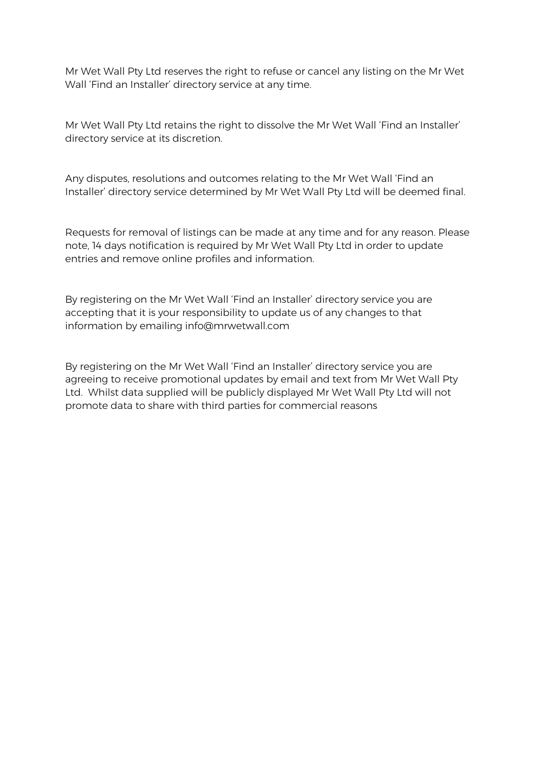Mr Wet Wall Pty Ltd reserves the right to refuse or cancel any listing on the Mr Wet Wall 'Find an Installer' directory service at any time.

Mr Wet Wall Pty Ltd retains the right to dissolve the Mr Wet Wall 'Find an Installer' directory service at its discretion.

Any disputes, resolutions and outcomes relating to the Mr Wet Wall 'Find an Installer' directory service determined by Mr Wet Wall Pty Ltd will be deemed final.

Requests for removal of listings can be made at any time and for any reason. Please note, 14 days notification is required by Mr Wet Wall Pty Ltd in order to update entries and remove online profiles and information.

By registering on the Mr Wet Wall 'Find an Installer' directory service you are accepting that it is your responsibility to update us of any changes to that information by emailing info@mrwetwall.com

By registering on the Mr Wet Wall 'Find an Installer' directory service you are agreeing to receive promotional updates by email and text from Mr Wet Wall Pty Ltd. Whilst data supplied will be publicly displayed Mr Wet Wall Pty Ltd will not promote data to share with third parties for commercial reasons